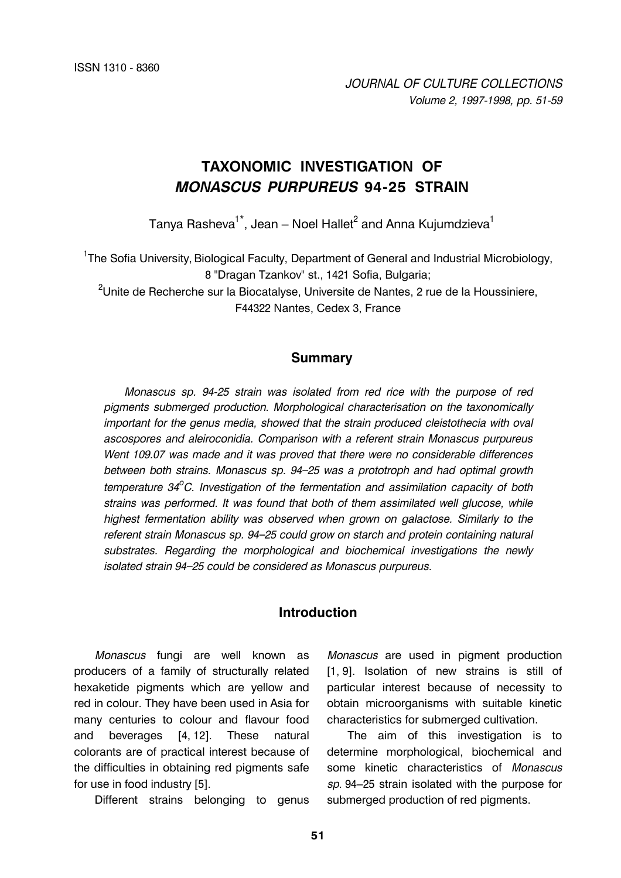# TAXONOMIC INVESTIGATION OF *MONASCUS PURPUREUS* 94-25 STRAIN

Tanya Rasheva[1*], Jean – Noel Hallet[2] and Anna Kujumdzieva[1]

[1]The Sofia University, Biological Faculty, Department of General and Industrial Microbiology, 8 "Dragan Tzankov" st., 1421 Sofia, Bulgaria;

[2]Unite de Recherche sur la Biocatalyse, Universite de Nantes, 2 rue de la Houssiniere, F44322 Nantes, Cedex 3, France

## Summary

*Monascus sp. 94-25 strain was isolated from red rice with the purpose of red pigments submerged production. Morphological characterisation on the taxonomically important for the genus media, showed that the strain produced cleistothecia with oval ascospores and aleiroconidia. Comparison with a referent strain Monascus purpureus Went 109.07 was made and it was proved that there were no considerable differences between both strains. Monascus sp. 94–25 was a prototroph and had optimal growth temperature 34°C. Investigation of the fermentation and assimilation capacity of both strains was performed. It was found that both of them assimilated well glucose, while highest fermentation ability was observed when grown on galactose. Similarly to the referent strain Monascus sp. 94–25 could grow on starch and protein containing natural substrates. Regarding the morphological and biochemical investigations the newly isolated strain 94–25 could be considered as Monascus purpureus.*

## Introduction

*Monascus* fungi are well known as producers of a family of structurally related hexaketide pigments which are yellow and red in colour. They have been used in Asia for many centuries to colour and flavour food and beverages [4, 12]. These natural colorants are of practical interest because of the difficulties in obtaining red pigments safe for use in food industry [5].

Different strains belonging to genus *Monascus* are used in pigment production [1, 9]. Isolation of new strains is still of particular interest because of necessity to obtain microorganisms with suitable kinetic characteristics for submerged cultivation.

The aim of this investigation is to determine morphological, biochemical and some kinetic characteristics of *Monascus sp.* 94–25 strain isolated with the purpose for submerged production of red pigments.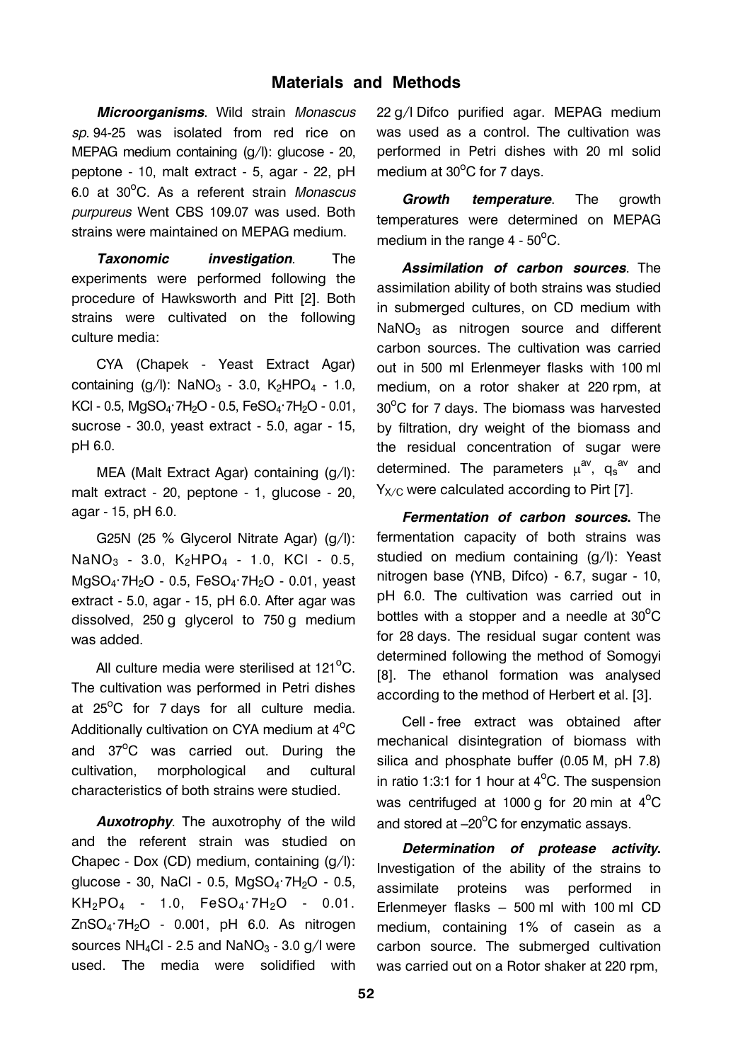## Materials and Methods

***Microorganisms***. Wild strain *Monascus sp.* 94-25 was isolated from red rice on MEPAG medium containing (g/l): glucose - 20, peptone - 10, malt extract - 5, agar - 22, pH 6.0 at 30$^{o}$C. As a referent strain *Monascus purpureus* Went CBS 109.07 was used. Both strains were maintained on MEPAG medium.

***Taxonomic investigation***. The experiments were performed following the procedure of Hawksworth and Pitt [2]. Both strains were cultivated on the following culture media:

CYA (Chapek - Yeast Extract Agar) containing (g/l): $NaNO_3$ - 3.0, $K_2HPO_4$ - 1.0, KCl - 0.5, $MgSO_4{\cdot}7H_2O$ - 0.5, $FeSO_4{\cdot}7H_2O$ - 0.01, sucrose - 30.0, yeast extract - 5.0, agar - 15, pH 6.0.

MEA (Malt Extract Agar) containing (g/l): malt extract - 20, peptone - 1, glucose - 20, agar - 15, pH 6.0.

G25N (25 % Glycerol Nitrate Agar) (g/l): $NaNO_3$ - 3.0, $K_2HPO_4$ - 1.0, KCl - 0.5, $MgSO_4{\cdot}7H_2O$ - 0.5, $FeSO_4{\cdot}7H_2O$ - 0.01, yeast extract - 5.0, agar - 15, pH 6.0. After agar was dissolved, 250 g glycerol to 750 g medium was added.

All culture media were sterilised at 121$^{o}$C. The cultivation was performed in Petri dishes at 25$^{o}$C for 7 days for all culture media. Additionally cultivation on CYA medium at 4$^{o}$C and 37$^{o}$C was carried out. During the cultivation, morphological and cultural characteristics of both strains were studied.

***Auxotrophy***. The auxotrophy of the wild and the referent strain was studied on Chapec - Dox (CD) medium, containing (g/l): glucose - 30, NaCl - 0.5, $MgSO_4{\cdot}7H_2O$ - 0.5, $KH_2PO_4$ - 1.0, $FeSO_4{\cdot}7H_2O$ - 0.01. $ZnSO_4{\cdot}7H_2O$ - 0.001, pH 6.0. As nitrogen sources $NH_4Cl$ - 2.5 and $NaNO_3$ - 3.0 g/l were used. The media were solidified with 22 g/l Difco purified agar. MEPAG medium was used as a control. The cultivation was performed in Petri dishes with 20 ml solid medium at 30$^{o}$C for 7 days.

***Growth temperature***. The growth temperatures were determined on MEPAG medium in the range 4 - 50$^{o}$C.

***Assimilation of carbon sources***. The assimilation ability of both strains was studied in submerged cultures, on CD medium with $NaNO_3$ as nitrogen source and different carbon sources. The cultivation was carried out in 500 ml Erlenmeyer flasks with 100 ml medium, on a rotor shaker at 220 rpm, at 30$^{o}$C for 7 days. The biomass was harvested by filtration, dry weight of the biomass and the residual concentration of sugar were determined. The parameters $\mu^{av}$, $q_s^{av}$ and $Y_{X/C}$ were calculated according to Pirt [7].

***Fermentation of carbon sources***. The fermentation capacity of both strains was studied on medium containing (g/l): Yeast nitrogen base (YNB, Difco) - 6.7, sugar - 10, pH 6.0. The cultivation was carried out in bottles with a stopper and a needle at 30$^{o}$C for 28 days. The residual sugar content was determined following the method of Somogyi [8]. The ethanol formation was analysed according to the method of Herbert et al. [3].

Cell - free extract was obtained after mechanical disintegration of biomass with silica and phosphate buffer (0.05 M, pH 7.8) in ratio 1:3:1 for 1 hour at 4$^{o}$C. The suspension was centrifuged at 1000 g for 20 min at 4$^{o}$C and stored at –20$^{o}$C for enzymatic assays.

***Determination of protease activity***. Investigation of the ability of the strains to assimilate proteins was performed in Erlenmeyer flasks – 500 ml with 100 ml CD medium, containing 1% of casein as a carbon source. The submerged cultivation was carried out on a Rotor shaker at 220 rpm,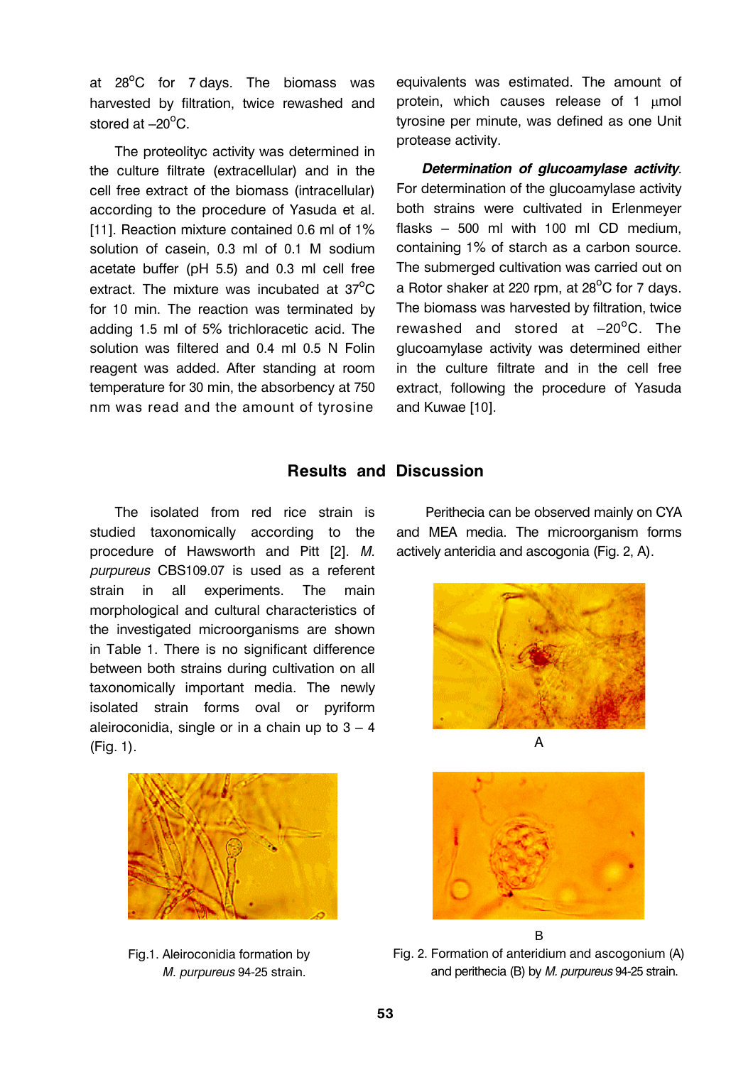at 28°C for 7 days. The biomass was harvested by filtration, twice rewashed and stored at –20°C.

The proteolityc activity was determined in the culture filtrate (extracellular) and in the cell free extract of the biomass (intracellular) according to the procedure of Yasuda et al. [11]. Reaction mixture contained 0.6 ml of 1% solution of casein, 0.3 ml of 0.1 M sodium acetate buffer (pH 5.5) and 0.3 ml cell free extract. The mixture was incubated at 37°C for 10 min. The reaction was terminated by adding 1.5 ml of 5% trichloracetic acid. The solution was filtered and 0.4 ml 0.5 N Folin reagent was added. After standing at room temperature for 30 min, the absorbency at 750 nm was read and the amount of tyrosine equivalents was estimated. The amount of protein, which causes release of 1 μmol tyrosine per minute, was defined as one Unit protease activity.

***Determination of glucoamylase activity***. For determination of the glucoamylase activity both strains were cultivated in Erlenmeyer flasks – 500 ml with 100 ml CD medium, containing 1% of starch as a carbon source. The submerged cultivation was carried out on a Rotor shaker at 220 rpm, at 28°C for 7 days. The biomass was harvested by filtration, twice rewashed and stored at –20°C. The glucoamylase activity was determined either in the culture filtrate and in the cell free extract, following the procedure of Yasuda and Kuwae [10].

## Results and Discussion

The isolated from red rice strain is studied taxonomically according to the procedure of Haswworth and Pitt [2]. *M. purpureus* CBS109.07 is used as a referent strain in all experiments. The main morphological and cultural characteristics of the investigated microorganisms are shown in Table 1. There is no significant difference between both strains during cultivation on all taxonomically important media. The newly isolated strain forms oval or pyriform aleiroconidia, single or in a chain up to 3 – 4 (Fig. 1).

Fig.1. Aleiroconidia formation by *M. purpureus* 94-25 strain.

Perithecia can be observed mainly on CYA and MEA media. The microorganism forms actively anteridia and ascogonia (Fig. 2, A).

A

B

Fig. 2. Formation of anteridium and ascogonium (A) and perithecia (B) by *M. purpureus* 94-25 strain.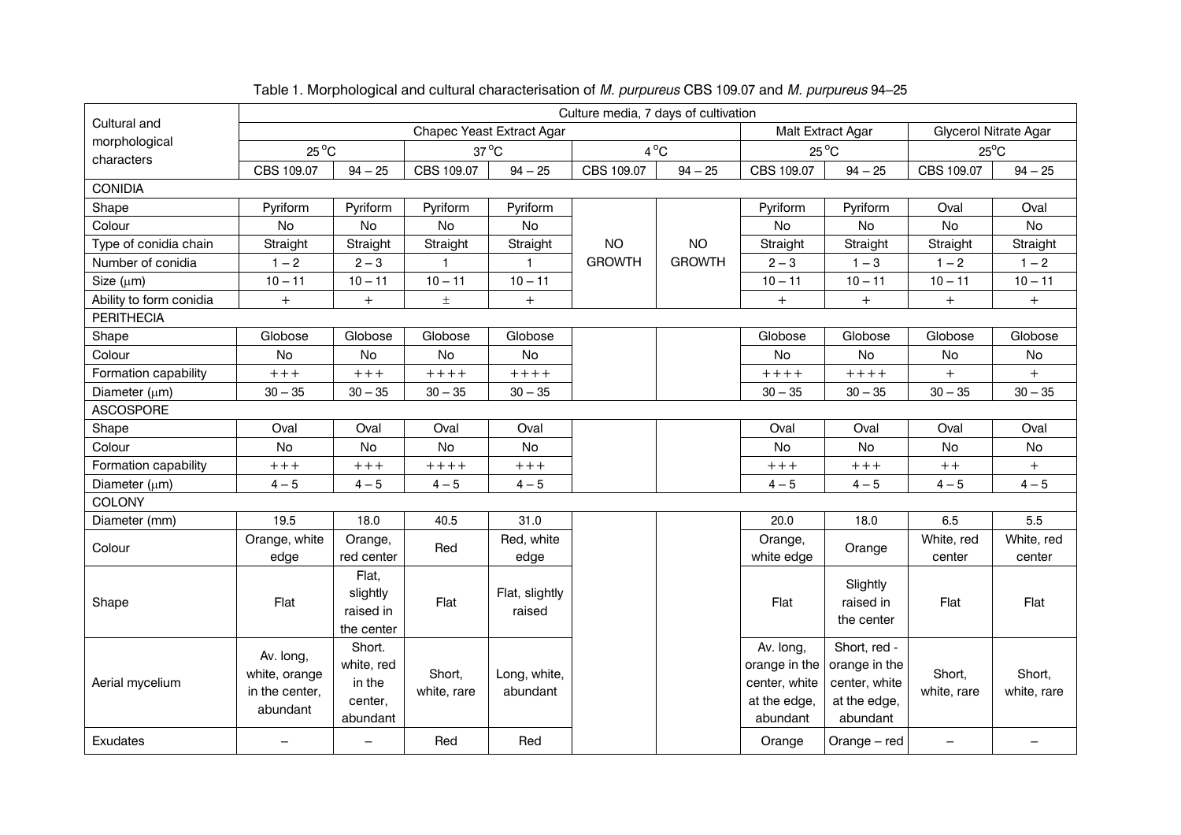Table 1. Morphological and cultural characterisation of *M. purpureus* CBS 109.07 and *M. purpureus* 94–25

| Cultural and morphological characters | Culture media, 7 days of cultivation | | | | | | | | | |
|---|---|---|---|---|---|---|---|---|---|---|
| | Chapec Yeast Extract Agar | | | | | | Malt Extract Agar | | Glycerol Nitrate Agar | |
| | 25 °C | | 37 °C | | 4 °C | | 25 °C | | 25 °C | |
| | CBS 109.07 | 94 – 25 | CBS 109.07 | 94 – 25 | CBS 109.07 | 94 – 25 | CBS 109.07 | 94 – 25 | CBS 109.07 | 94 – 25 |
| CONIDIA | | | | | | | | | | |
| Shape | Pyriform | Pyriform | Pyriform | Pyriform | NO GROWTH | NO GROWTH | Pyriform | Pyriform | Oval | Oval |
| Colour | No | No | No | No | | | No | No | No | No |
| Type of conidia chain | Straight | Straight | Straight | Straight | | | Straight | Straight | Straight | Straight |
| Number of conidia | 1 – 2 | 2 – 3 | 1 | 1 | | | 2 – 3 | 1 – 3 | 1 – 2 | 1 – 2 |
| Size (μm) | 10 – 11 | 10 – 11 | 10 – 11 | 10 – 11 | | | 10 – 11 | 10 – 11 | 10 – 11 | 10 – 11 |
| Ability to form conidia | + | + | ± | + | | | + | + | + | + |
| PERITHECIA | | | | | | | | | | |
| Shape | Globose | Globose | Globose | Globose | | | Globose | Globose | Globose | Globose |
| Colour | No | No | No | No | | | No | No | No | No |
| Formation capability | +++ | +++ | ++++ | ++++ | | | ++++ | ++++ | + | + |
| Diameter (μm) | 30 – 35 | 30 – 35 | 30 – 35 | 30 – 35 | | | 30 – 35 | 30 – 35 | 30 – 35 | 30 – 35 |
| ASCOSPORE | | | | | | | | | | |
| Shape | Oval | Oval | Oval | Oval | | | Oval | Oval | Oval | Oval |
| Colour | No | No | No | No | | | No | No | No | No |
| Formation capability | +++ | +++ | ++++ | +++ | | | +++ | +++ | ++ | + |
| Diameter (μm) | 4 – 5 | 4 – 5 | 4 – 5 | 4 – 5 | | | 4 – 5 | 4 – 5 | 4 – 5 | 4 – 5 |
| COLONY | | | | | | | | | | |
| Diameter (mm) | 19.5 | 18.0 | 40.5 | 31.0 | | | 20.0 | 18.0 | 6.5 | 5.5 |
| Colour | Orange, white edge | Orange, red center | Red | Red, white edge | | | Orange, white edge | Orange | White, red center | White, red center |
| Shape | Flat | Flat, slightly raised in the center | Flat | Flat, slightly raised | | | Flat | Slightly raised in the center | Flat | Flat |
| Aerial mycelium | Av. long, white, orange in the center, abundant | Short. white, red in the center, abundant | Short, white, rare | Long, white, abundant | | | Av. long, orange in the center, white at the edge, abundant | Short, red - orange in the center, white at the edge, abundant | Short, white, rare | Short, white, rare |
| Exudates | – | – | Red | Red | | | Orange | Orange – red | – | – |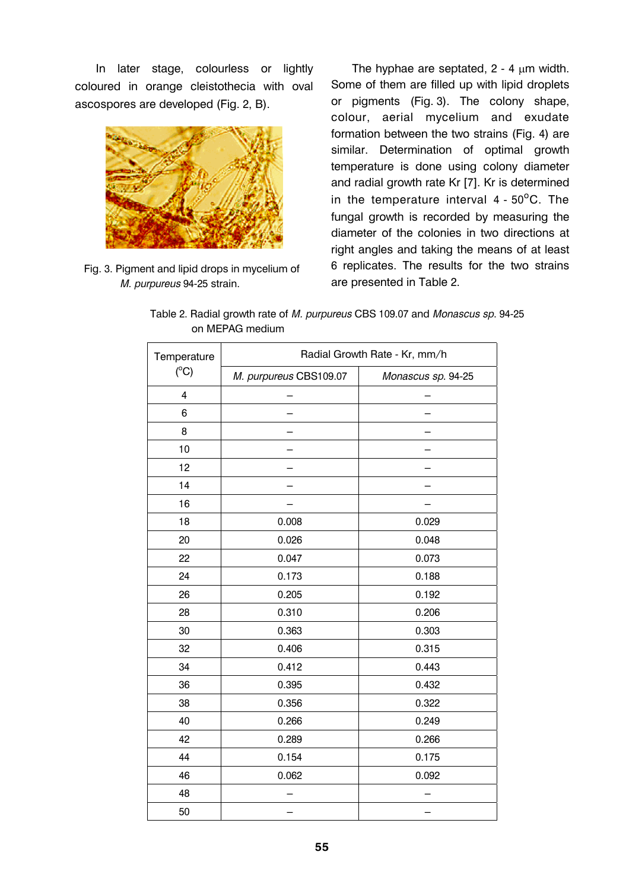In later stage, colourless or lightly coloured in orange cleistothecia with oval ascospores are developed (Fig. 2, B).

Fig. 3. Pigment and lipid drops in mycelium of *M. purpureus* 94-25 strain.

The hyphae are septated, 2 - 4 μm width. Some of them are filled up with lipid droplets or pigments (Fig. 3). The colony shape, colour, aerial mycelium and exudate formation between the two strains (Fig. 4) are similar. Determination of optimal growth temperature is done using colony diameter and radial growth rate Kr [7]. Kr is determined in the temperature interval 4 - 50°C. The fungal growth is recorded by measuring the diameter of the colonies in two directions at right angles and taking the means of at least 6 replicates. The results for the two strains are presented in Table 2.

Table 2. Radial growth rate of *M. purpureus* CBS 109.07 and *Monascus sp.* 94-25 on MEPAG medium

| Temperature (°C) | Radial Growth Rate - Kr, mm/h | |
|---|---|---|
| | *M. purpureus* CBS109.07 | *Monascus sp.* 94-25 |
| 4 | – | – |
| 6 | – | – |
| 8 | – | – |
| 10 | – | – |
| 12 | – | – |
| 14 | – | – |
| 16 | – | – |
| 18 | 0.008 | 0.029 |
| 20 | 0.026 | 0.048 |
| 22 | 0.047 | 0.073 |
| 24 | 0.173 | 0.188 |
| 26 | 0.205 | 0.192 |
| 28 | 0.310 | 0.206 |
| 30 | 0.363 | 0.303 |
| 32 | 0.406 | 0.315 |
| 34 | 0.412 | 0.443 |
| 36 | 0.395 | 0.432 |
| 38 | 0.356 | 0.322 |
| 40 | 0.266 | 0.249 |
| 42 | 0.289 | 0.266 |
| 44 | 0.154 | 0.175 |
| 46 | 0.062 | 0.092 |
| 48 | – | – |
| 50 | – | – |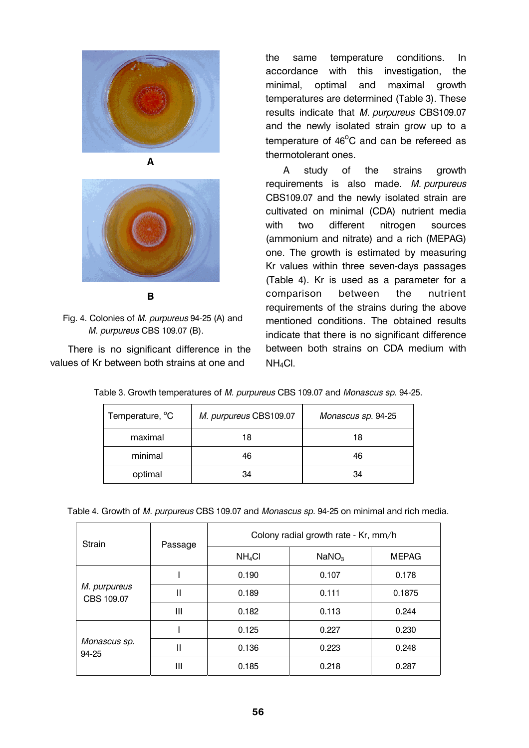A

B

Fig. 4. Colonies of *M. purpureus* 94-25 (A) and *M. purpureus* CBS 109.07 (B).

There is no significant difference in the values of Kr between both strains at one and the same temperature conditions. In accordance with this investigation, the minimal, optimal and maximal growth temperatures are determined (Table 3). These results indicate that *M. purpureus* CBS109.07 and the newly isolated strain grow up to a temperature of 46°C and can be refereed as thermotolerant ones.

A study of the strains growth requirements is also made. *M. purpureus* CBS109.07 and the newly isolated strain are cultivated on minimal (CDA) nutrient media with two different nitrogen sources (ammonium and nitrate) and a rich (MEPAG) one. The growth is estimated by measuring Kr values within three seven-days passages (Table 4). Kr is used as a parameter for a comparison between the nutrient requirements of the strains during the above mentioned conditions. The obtained results indicate that there is no significant difference between both strains on CDA medium with $NH_4Cl$.

Table 3. Growth temperatures of *M. purpureus* CBS 109.07 and *Monascus sp.* 94-25.

| Temperature, °C | *M. purpureus* CBS109.07 | *Monascus sp.* 94-25 |
|---|---|---|
| maximal | 18 | 18 |
| minimal | 46 | 46 |
| optimal | 34 | 34 |

Table 4. Growth of *M. purpureus* CBS 109.07 and *Monascus sp.* 94-25 on minimal and rich media.

| Strain | Passage | Colony radial growth rate - Kr, mm/h | | |
|---|---|---|---|---|
| | | $NH_4Cl$ | $NaNO_3$ | MEPAG |
| *M. purpureus* CBS 109.07 | I | 0.190 | 0.107 | 0.178 |
| | II | 0.189 | 0.111 | 0.1875 |
| | III | 0.182 | 0.113 | 0.244 |
| *Monascus sp.* 94-25 | I | 0.125 | 0.227 | 0.230 |
| | II | 0.136 | 0.223 | 0.248 |
| | III | 0.185 | 0.218 | 0.287 |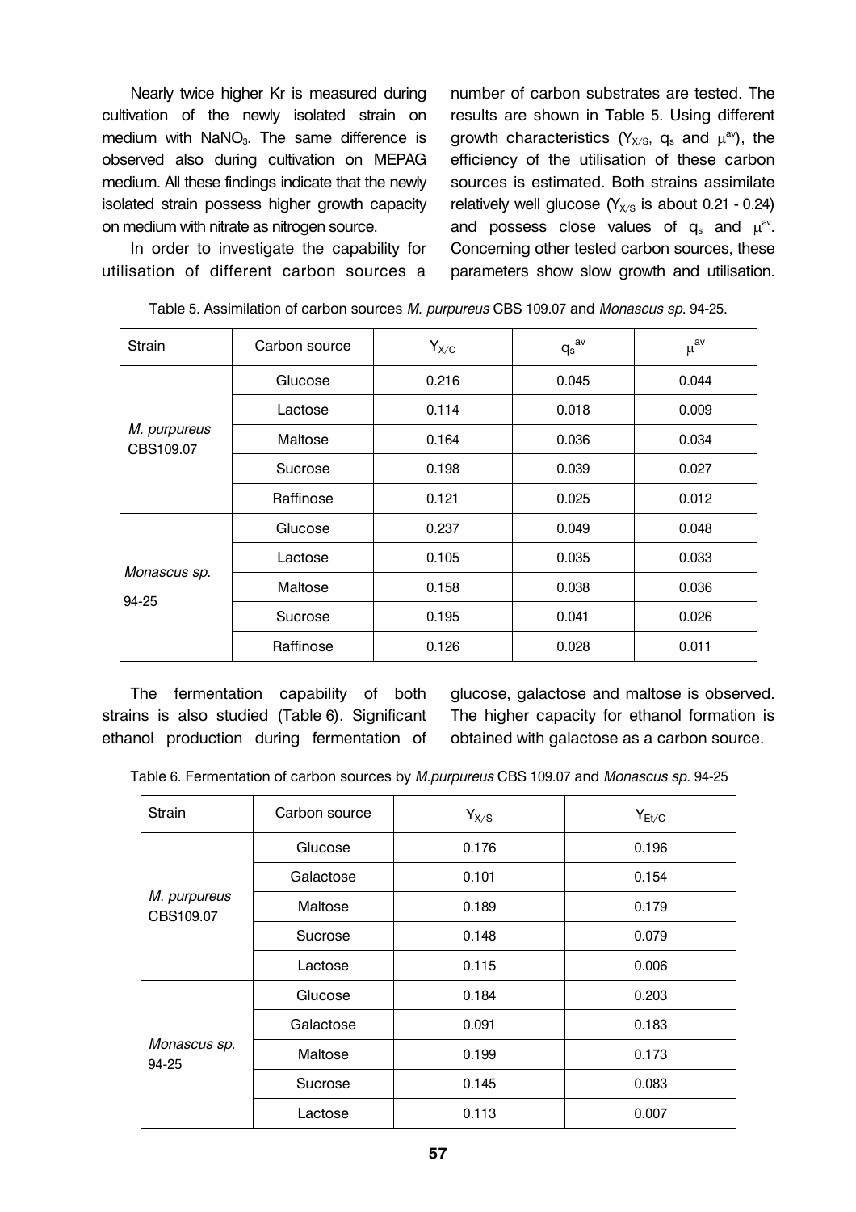Nearly twice higher Kr is measured during cultivation of the newly isolated strain on medium with $NaNO_3$. The same difference is observed also during cultivation on MEPAG medium. All these findings indicate that the newly isolated strain possess higher growth capacity on medium with nitrate as nitrogen source.

In order to investigate the capability for utilisation of different carbon sources a number of carbon substrates are tested. The results are shown in Table 5. Using different growth characteristics ($Y_{X/S}$, $q_s$ and $\mu^{av}$), the efficiency of the utilisation of these carbon sources is estimated. Both strains assimilate relatively well glucose ($Y_{X/S}$ is about 0.21 - 0.24) and possess close values of $q_s$ and $\mu^{av}$. Concerning other tested carbon sources, these parameters show slow growth and utilisation.

Table 5. Assimilation of carbon sources *M. purpureus* CBS 109.07 and *Monascus sp.* 94-25.

| Strain | Carbon source | $Y_{X/C}$ | $q_s^{av}$ | $\mu^{av}$ |
|---|---|---|---|---|
| *M. purpureus* CBS109.07 | Glucose | 0.216 | 0.045 | 0.044 |
| | Lactose | 0.114 | 0.018 | 0.009 |
| | Maltose | 0.164 | 0.036 | 0.034 |
| | Sucrose | 0.198 | 0.039 | 0.027 |
| | Raffinose | 0.121 | 0.025 | 0.012 |
| *Monascus sp.* 94-25 | Glucose | 0.237 | 0.049 | 0.048 |
| | Lactose | 0.105 | 0.035 | 0.033 |
| | Maltose | 0.158 | 0.038 | 0.036 |
| | Sucrose | 0.195 | 0.041 | 0.026 |
| | Raffinose | 0.126 | 0.028 | 0.011 |

The fermentation capability of both strains is also studied (Table 6). Significant ethanol production during fermentation of glucose, galactose and maltose is observed. The higher capacity for ethanol formation is obtained with galactose as a carbon source.

Table 6. Fermentation of carbon sources by *M.purpureus* CBS 109.07 and *Monascus sp.* 94-25

| Strain | Carbon source | $Y_{X/S}$ | $Y_{Et/C}$ |
|---|---|---|---|
| *M. purpureus* CBS109.07 | Glucose | 0.176 | 0.196 |
| | Galactose | 0.101 | 0.154 |
| | Maltose | 0.189 | 0.179 |
| | Sucrose | 0.148 | 0.079 |
| | Lactose | 0.115 | 0.006 |
| *Monascus sp.* 94-25 | Glucose | 0.184 | 0.203 |
| | Galactose | 0.091 | 0.183 |
| | Maltose | 0.199 | 0.173 |
| | Sucrose | 0.145 | 0.083 |
| | Lactose | 0.113 | 0.007 |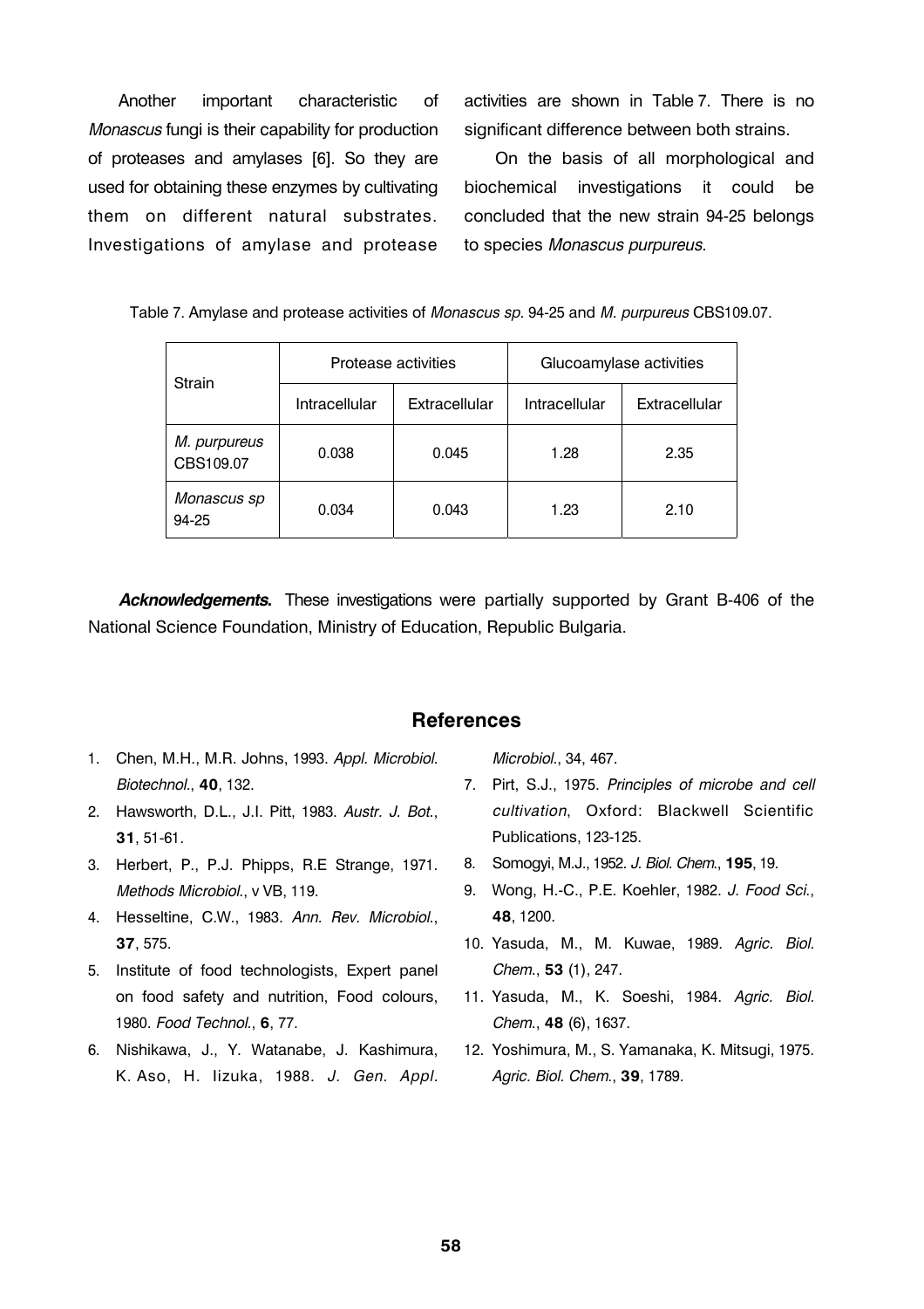Another important characteristic of *Monascus* fungi is their capability for production of proteases and amylases [6]. So they are used for obtaining these enzymes by cultivating them on different natural substrates. Investigations of amylase and protease activities are shown in Table 7. There is no significant difference between both strains.

On the basis of all morphological and biochemical investigations it could be concluded that the new strain 94-25 belongs to species *Monascus purpureus*.

Table 7. Amylase and protease activities of *Monascus sp*. 94-25 and *M. purpureus* CBS109.07.

| Strain | Protease activities | | Glucoamylase activities | |
|---|---|---|---|---|
| | Intracellular | Extracellular | Intracellular | Extracellular |
| *M. purpureus* CBS109.07 | 0.038 | 0.045 | 1.28 | 2.35 |
| *Monascus sp* 94-25 | 0.034 | 0.043 | 1.23 | 2.10 |

***Acknowledgements.*** These investigations were partially supported by Grant B-406 of the National Science Foundation, Ministry of Education, Republic Bulgaria.

## References

1. Chen, M.H., M.R. Johns, 1993. *Appl. Microbiol. Biotechnol.*, **40**, 132.
2. Hawsworth, D.L., J.I. Pitt, 1983. *Austr. J. Bot.*, **31**, 51-61.
3. Herbert, P., P.J. Phipps, R.E Strange, 1971. *Methods Microbiol.*, v VB, 119.
4. Hesseltine, C.W., 1983. *Ann. Rev. Microbiol.*, **37**, 575.
5. Institute of food technologists, Expert panel on food safety and nutrition, Food colours, 1980. *Food Technol.*, **6**, 77.
6. Nishikawa, J., Y. Watanabe, J. Kashimura, K. Aso, H. Iizuka, 1988. *J. Gen. Appl. Microbiol.*, 34, 467.
7. Pirt, S.J., 1975. *Principles of microbe and cell cultivation*, Oxford: Blackwell Scientific Publications, 123-125.
8. Somogyi, M.J., 1952. *J. Biol. Chem.*, **195**, 19.
9. Wong, H.-C., P.E. Koehler, 1982. *J. Food Sci.*, **48**, 1200.
10. Yasuda, M., M. Kuwae, 1989. *Agric. Biol. Chem.*, **53** (1), 247.
11. Yasuda, M., K. Soeshi, 1984. *Agric. Biol. Chem.*, **48** (6), 1637.
12. Yoshimura, M., S. Yamanaka, K. Mitsugi, 1975. *Agric. Biol. Chem.*, **39**, 1789.